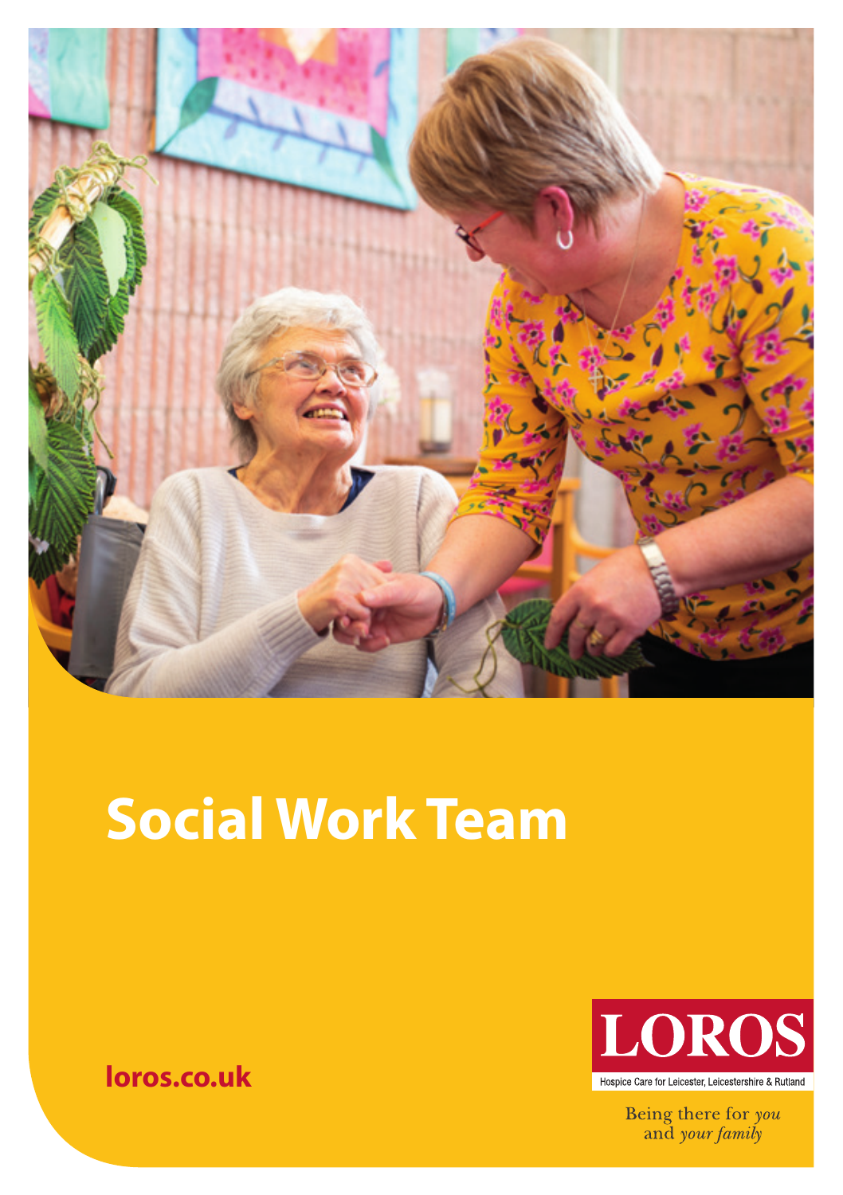# Social Work Team

loros.co.uk

LOROS

Hospice Care for Leicester, Leicestershire & Rutland

Being there for *you* and *your family*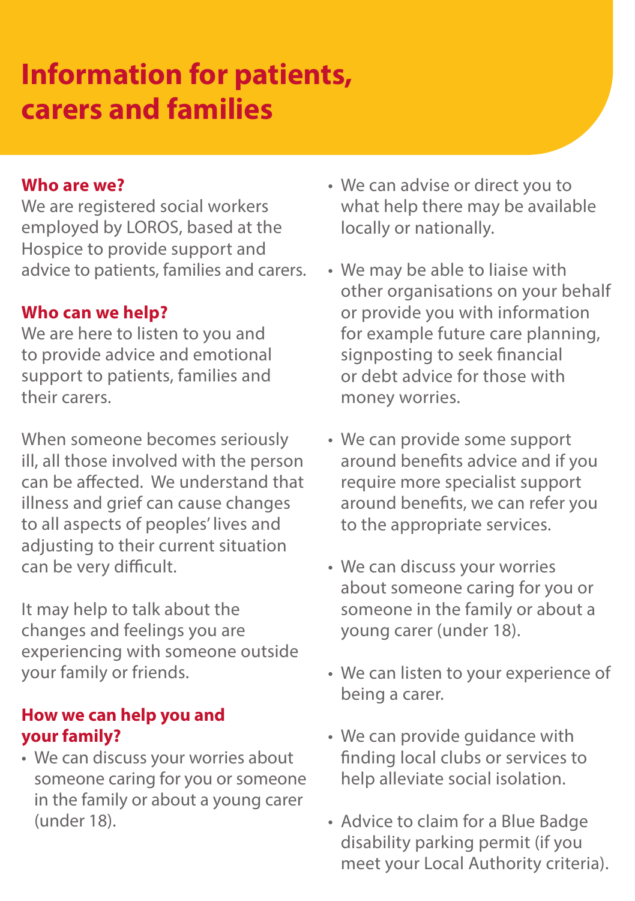# Information for patients, carers and families

### Who are we?

We are registered social workers employed by LOROS, based at the Hospice to provide support and advice to patients, families and carers.

### Who can we help?

We are here to listen to you and to provide advice and emotional support to patients, families and their carers.

When someone becomes seriously ill, all those involved with the person can be affected. We understand that illness and grief can cause changes to all aspects of peoples' lives and adjusting to their current situation can be very difficult.

It may help to talk about the changes and feelings you are experiencing with someone outside your family or friends.

### How we can help you and your family?

- We can discuss your worries about someone caring for you or someone in the family or about a young carer (under 18).
- We can advise or direct you to what help there may be available locally or nationally.
- We may be able to liaise with other organisations on your behalf or provide you with information for example future care planning, signposting to seek financial or debt advice for those with money worries.
- We can provide some support around benefits advice and if you require more specialist support around benefits, we can refer you to the appropriate services.
- We can discuss your worries about someone caring for you or someone in the family or about a young carer (under 18).
- We can listen to your experience of being a carer.
- We can provide guidance with finding local clubs or services to help alleviate social isolation.
- Advice to claim for a Blue Badge disability parking permit (if you meet your Local Authority criteria).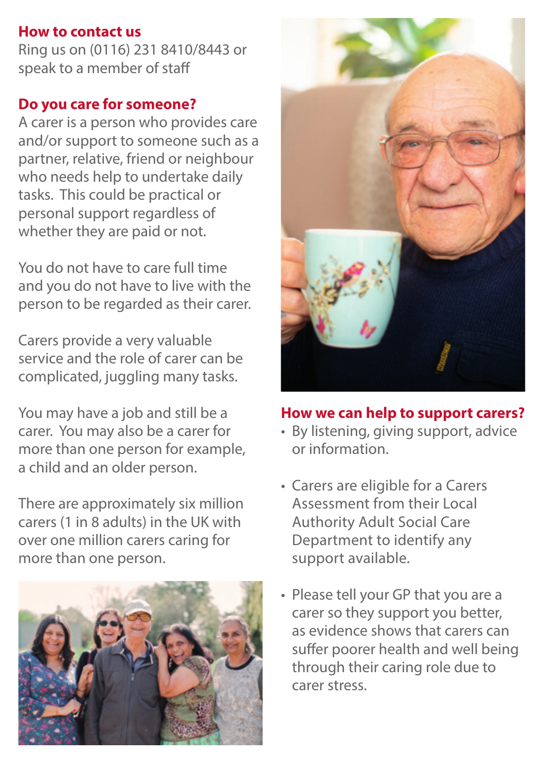## How to contact us

Ring us on (0116) 231 8410/8443 or speak to a member of staff

## Do you care for someone?

A carer is a person who provides care and/or support to someone such as a partner, relative, friend or neighbour who needs help to undertake daily tasks. This could be practical or personal support regardless of whether they are paid or not.

You do not have to care full time and you do not have to live with the person to be regarded as their carer.

Carers provide a very valuable service and the role of carer can be complicated, juggling many tasks.

You may have a job and still be a carer. You may also be a carer for more than one person for example, a child and an older person.

There are approximately six million carers (1 in 8 adults) in the UK with over one million carers caring for more than one person.

## How we can help to support carers?

- By listening, giving support, advice or information.
- Carers are eligible for a Carers Assessment from their Local Authority Adult Social Care Department to identify any support available.
- Please tell your GP that you are a carer so they support you better, as evidence shows that carers can suffer poorer health and well being through their caring role due to carer stress.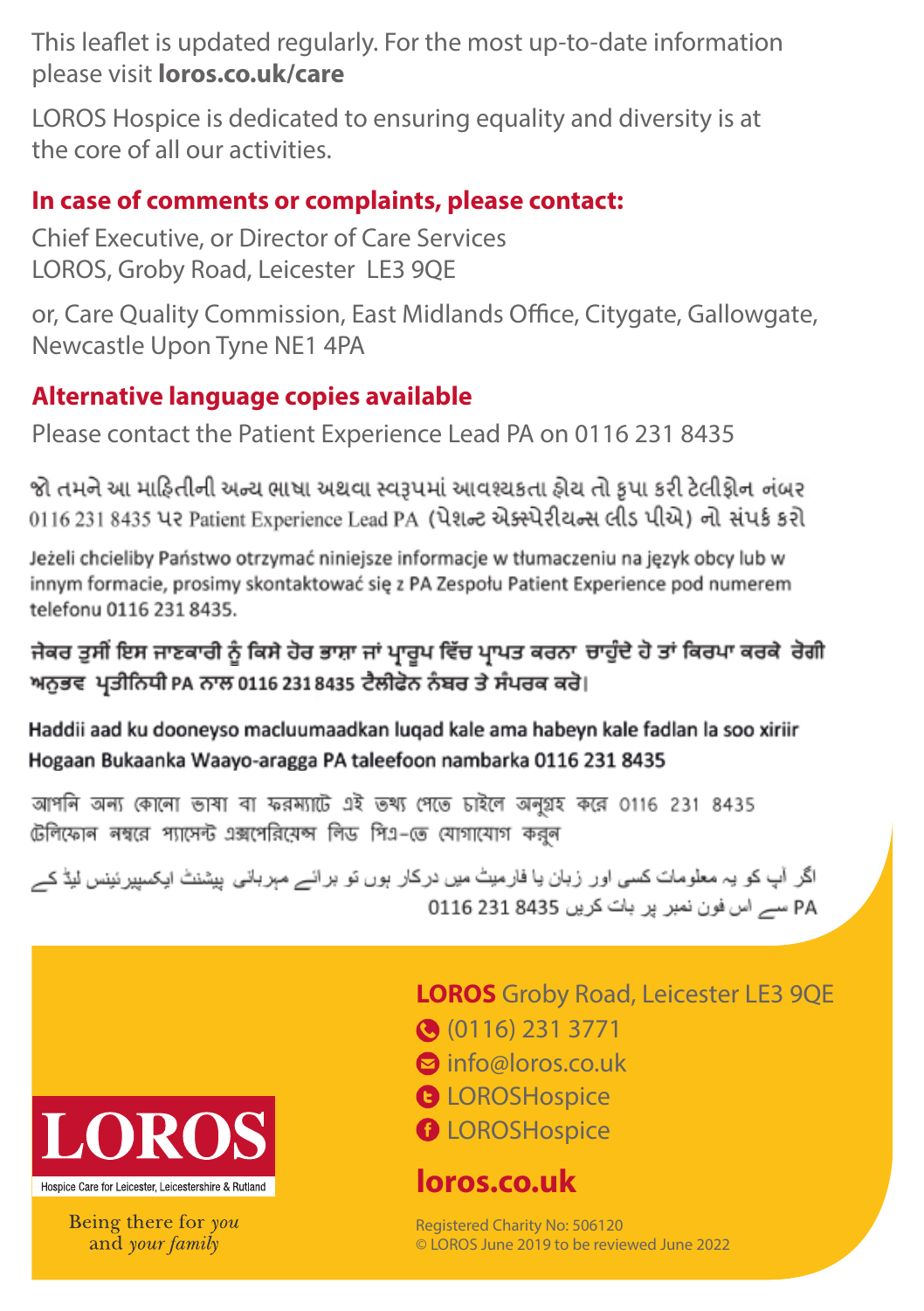This leaflet is updated regularly. For the most up-to-date information please visit **loros.co.uk/care**

LOROS Hospice is dedicated to ensuring equality and diversity is at the core of all our activities.

## In case of comments or complaints, please contact:

Chief Executive, or Director of Care Services
LOROS, Groby Road, Leicester LE3 9QE

or, Care Quality Commission, East Midlands Office, Citygate, Gallowgate, Newcastle Upon Tyne NE1 4PA

## Alternative language copies available

Please contact the Patient Experience Lead PA on 0116 231 8435

જો તમને આ માહિતીની અન્ય ભાષા અથવા સ્વરૂપમાં આવશ્યકતા હોય તો કૃપા કરી ટેલીફોન નંબર 0116 231 8435 પર Patient Experience Lead PA (પેશન્ટ એક્સ્પેરીયન્સ લીડ પીએ) નો સંપર્ક કરો

Jeżeli chcieliby Państwo otrzymać niniejsze informacje w tłumaczeniu na język obcy lub w innym formacie, prosimy skontaktować się z PA Zespołu Patient Experience pod numerem telefonu 0116 231 8435.

ਜੇਕਰ ਤੁਸੀਂ ਇਸ ਜਾਣਕਾਰੀ ਨੂੰ ਕਿਸੇ ਹੋਰ ਭਾਸ਼ਾ ਜਾਂ ਪ੍ਰਾਰੂਪ ਵਿੱਚ ਪ੍ਰਾਪਤ ਕਰਨਾ ਚਾਹੁੰਦੇ ਹੋ ਤਾਂ ਕਿਰਪਾ ਕਰਕੇ ਰੋਗੀ ਅਨੁਭਵ ਪ੍ਰਤੀਨਿਧੀ PA ਨਾਲ 0116 231 8435 ਟੈਲੀਫੋਨ ਨੰਬਰ ਤੇ ਸੰਪਰਕ ਕਰੋ।

Haddii aad ku dooneyso macluumaadkan luqad kale ama habeyn kale fadlan la soo xiriir Hogaan Bukaanka Waayo-aragga PA taleefoon nambarka 0116 231 8435

আপনি অন্য কোনো ভাষা বা ফরম্যাটে এই তথ্য পেতে চাইলে অনুগ্রহ করে 0116 231 8435 টেলিফোন নম্বরে প্যাসেন্ট এক্সপেরিয়েন্স লিড পিএ-তে যোগাযোগ করুন

اگر آپ کو یہ معلومات کسی اور زبان یا فارمیٹ میں درکار ہوں تو برائے مہربانی پیشنٹ ایکسپیرئینس لیڈ کے PA سے اس فون نمبر پر بات کریں 0116 231 8435

**LOROS** Groby Road, Leicester LE3 9QE
(0116) 231 3771
info@loros.co.uk
LOROSHospice
LOROSHospice

**loros.co.uk**

Registered Charity No: 506120
© LOROS June 2019 to be reviewed June 2022

LOROS
Hospice Care for Leicester, Leicestershire & Rutland

Being there for *you* and *your family*